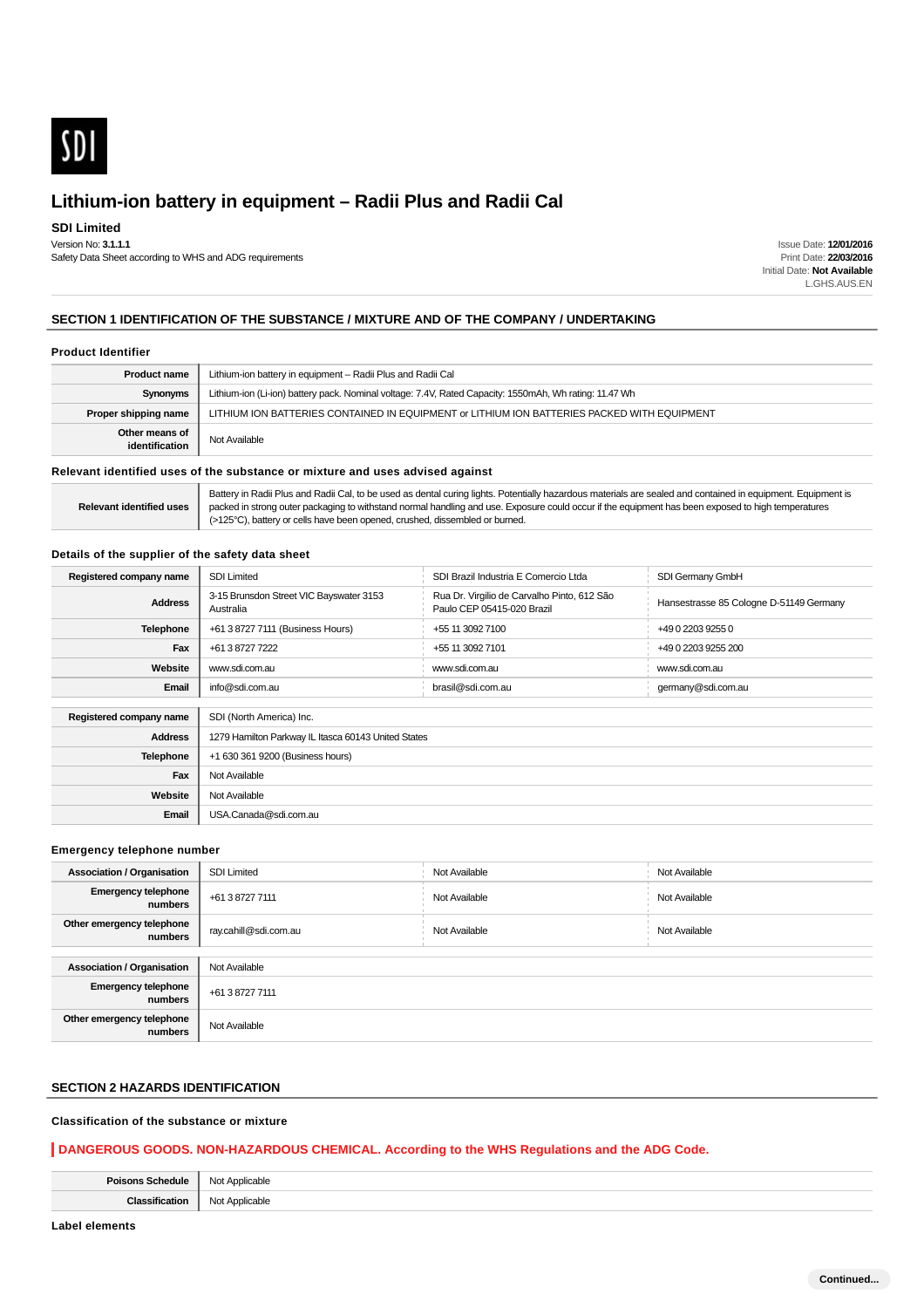SDI

# Lithium-ion battery in equipment – Radii Plus and Radii Cal

**SDI Limited**

Version No: **3.1.1.1**

Safety Data Sheet according to WHS and ADG requirements

Issue Date: **12/01/2016**
Print Date: **22/03/2016**
Initial Date: **Not Available**
L.GHS.AUS.EN

## SECTION 1 IDENTIFICATION OF THE SUBSTANCE / MIXTURE AND OF THE COMPANY / UNDERTAKING

### Product Identifier

| | |
|---|---|
| **Product name** | Lithium-ion battery in equipment – Radii Plus and Radii Cal |
| **Synonyms** | Lithium-ion (Li-ion) battery pack. Nominal voltage: 7.4V, Rated Capacity: 1550mAh, Wh rating: 11.47 Wh |
| **Proper shipping name** | LITHIUM ION BATTERIES CONTAINED IN EQUIPMENT or LITHIUM ION BATTERIES PACKED WITH EQUIPMENT |
| **Other means of identification** | Not Available |

### Relevant identified uses of the substance or mixture and uses advised against

| | |
|---|---|
| **Relevant identified uses** | Battery in Radii Plus and Radii Cal, to be used as dental curing lights. Potentially hazardous materials are sealed and contained in equipment. Equipment is packed in strong outer packaging to withstand normal handling and use. Exposure could occur if the equipment has been exposed to high temperatures (>125°C), battery or cells have been opened, crushed, dissembled or burned. |

### Details of the supplier of the safety data sheet

| **Registered company name** | SDI Limited | SDI Brazil Industria E Comercio Ltda | SDI Germany GmbH |
|---|---|---|---|
| **Address** | 3-15 Brunsdon Street VIC Bayswater 3153 Australia | Rua Dr. Virgilio de Carvalho Pinto, 612 São Paulo CEP 05415-020 Brazil | Hansestrasse 85 Cologne D-51149 Germany |
| **Telephone** | +61 3 8727 7111 (Business Hours) | +55 11 3092 7100 | +49 0 2203 9255 0 |
| **Fax** | +61 3 8727 7222 | +55 11 3092 7101 | +49 0 2203 9255 200 |
| **Website** | www.sdi.com.au | www.sdi.com.au | www.sdi.com.au |
| **Email** | info@sdi.com.au | brasil@sdi.com.au | germany@sdi.com.au |

| **Registered company name** | SDI (North America) Inc. |
|---|---|
| **Address** | 1279 Hamilton Parkway IL Itasca 60143 United States |
| **Telephone** | +1 630 361 9200 (Business hours) |
| **Fax** | Not Available |
| **Website** | Not Available |
| **Email** | USA.Canada@sdi.com.au |

### Emergency telephone number

| **Association / Organisation** | SDI Limited | Not Available | Not Available |
|---|---|---|---|
| **Emergency telephone numbers** | +61 3 8727 7111 | Not Available | Not Available |
| **Other emergency telephone numbers** | ray.cahill@sdi.com.au | Not Available | Not Available |

| **Association / Organisation** | Not Available |
|---|---|
| **Emergency telephone numbers** | +61 3 8727 7111 |
| **Other emergency telephone numbers** | Not Available |

## SECTION 2 HAZARDS IDENTIFICATION

### Classification of the substance or mixture

**DANGEROUS GOODS. NON-HAZARDOUS CHEMICAL. According to the WHS Regulations and the ADG Code.**

| | |
|---|---|
| **Poisons Schedule** | Not Applicable |
| **Classification** | Not Applicable |

### Label elements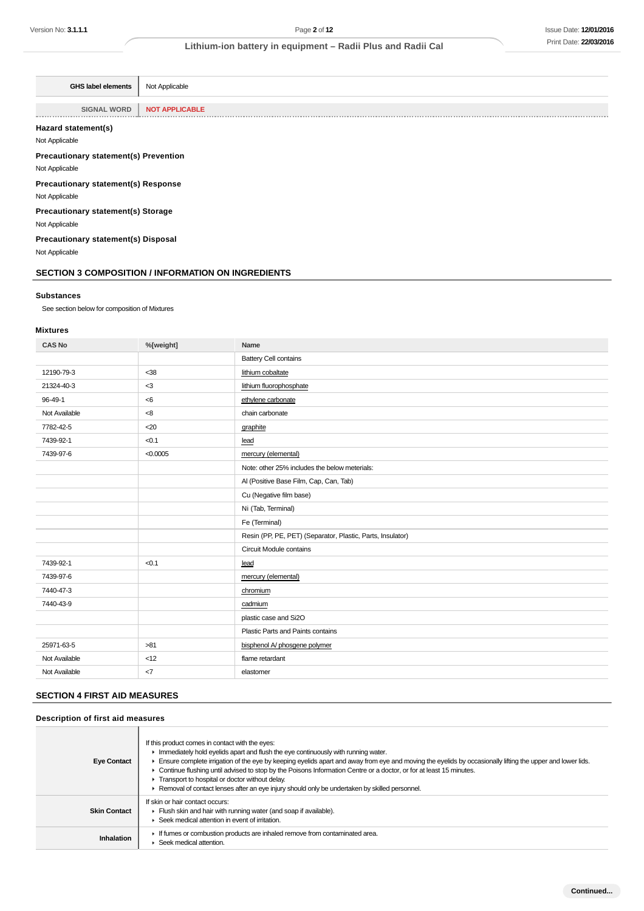| GHS label elements | Not Applicable |
|---|---|
| SIGNAL WORD | **NOT APPLICABLE** |

### Hazard statement(s)

Not Applicable

### Precautionary statement(s) Prevention

Not Applicable

### Precautionary statement(s) Response

Not Applicable

### Precautionary statement(s) Storage

Not Applicable

### Precautionary statement(s) Disposal

Not Applicable

## SECTION 3 COMPOSITION / INFORMATION ON INGREDIENTS

### Substances

See section below for composition of Mixtures

### Mixtures

| CAS No | %[weight] | Name |
|---|---|---|
| | | Battery Cell contains |
| 12190-79-3 | <38 | lithium cobaltate |
| 21324-40-3 | <3 | lithium fluorophosphate |
| 96-49-1 | <6 | ethylene carbonate |
| Not Available | <8 | chain carbonate |
| 7782-42-5 | <20 | graphite |
| 7439-92-1 | <0.1 | lead |
| 7439-97-6 | <0.0005 | mercury (elemental) |
| | | Note: other 25% includes the below meterials: |
| | | Al (Positive Base Film, Cap, Can, Tab) |
| | | Cu (Negative film base) |
| | | Ni (Tab, Terminal) |
| | | Fe (Terminal) |
| | | Resin (PP, PE, PET) (Separator, Plastic, Parts, Insulator) |
| | | Circuit Module contains |
| 7439-92-1 | <0.1 | lead |
| 7439-97-6 | | mercury (elemental) |
| 7440-47-3 | | chromium |
| 7440-43-9 | | cadmium |
| | | plastic case and Si2O |
| | | Plastic Parts and Paints contains |
| 25971-63-5 | >81 | bisphenol A/ phosgene polymer |
| Not Available | <12 | flame retardant |
| Not Available | <7 | elastomer |

## SECTION 4 FIRST AID MEASURES

### Description of first aid measures

| | |
|---|---|
| **Eye Contact** | If this product comes in contact with the eyes:<br>▸ Immediately hold eyelids apart and flush the eye continuously with running water.<br>▸ Ensure complete irrigation of the eye by keeping eyelids apart and away from eye and moving the eyelids by occasionally lifting the upper and lower lids.<br>▸ Continue flushing until advised to stop by the Poisons Information Centre or a doctor, or for at least 15 minutes.<br>▸ Transport to hospital or doctor without delay.<br>▸ Removal of contact lenses after an eye injury should only be undertaken by skilled personnel. |
| **Skin Contact** | If skin or hair contact occurs:<br>▸ Flush skin and hair with running water (and soap if available).<br>▸ Seek medical attention in event of irritation. |
| **Inhalation** | ▸ If fumes or combustion products are inhaled remove from contaminated area.<br>▸ Seek medical attention. |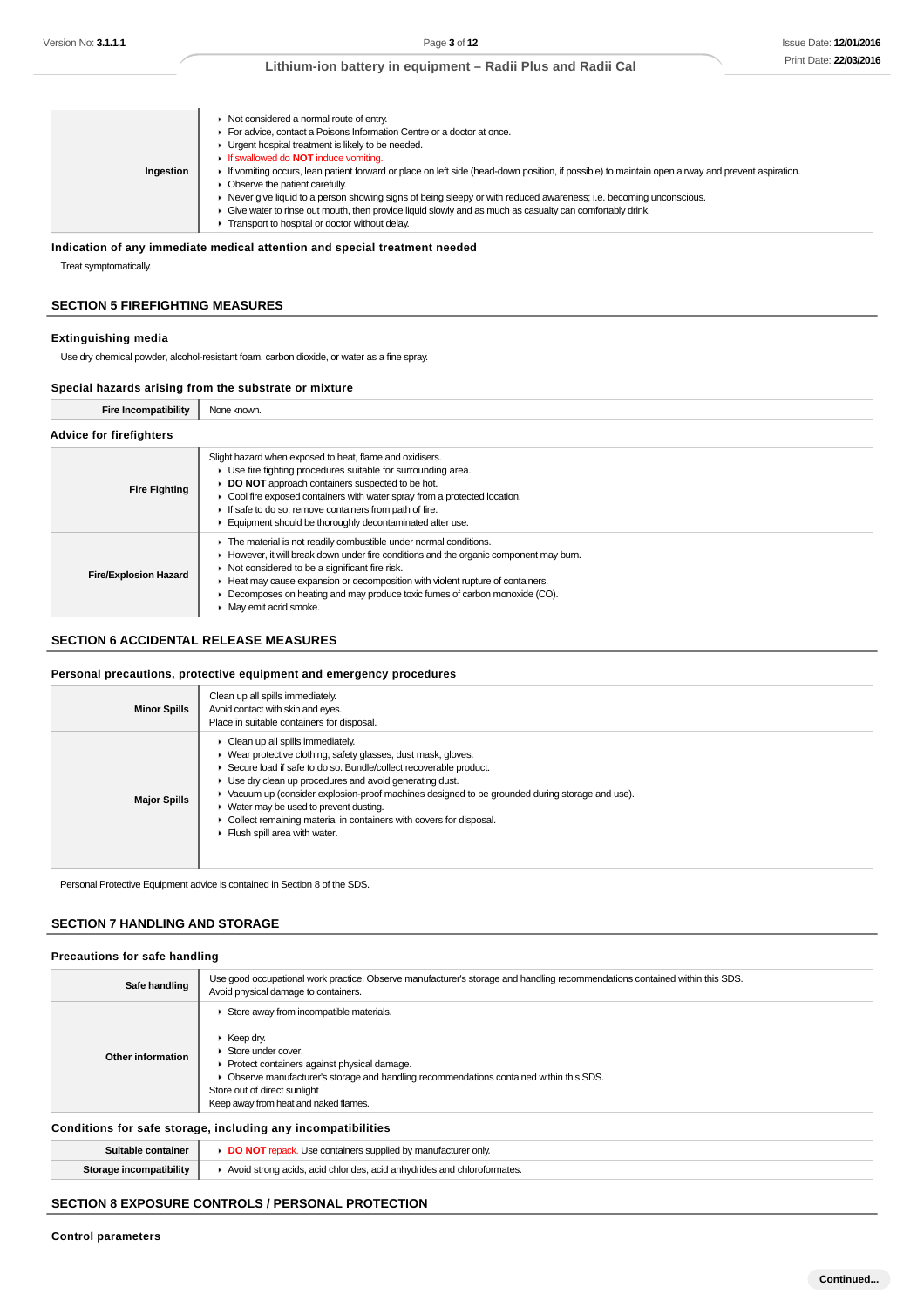| | |
|---|---|
| **Ingestion** | ▸ Not considered a normal route of entry.<br>▸ For advice, contact a Poisons Information Centre or a doctor at once.<br>▸ Urgent hospital treatment is likely to be needed.<br>▸ If swallowed do **NOT** induce vomiting.<br>▸ If vomiting occurs, lean patient forward or place on left side (head-down position, if possible) to maintain open airway and prevent aspiration.<br>▸ Observe the patient carefully.<br>▸ Never give liquid to a person showing signs of being sleepy or with reduced awareness; i.e. becoming unconscious.<br>▸ Give water to rinse out mouth, then provide liquid slowly and as much as casualty can comfortably drink.<br>▸ Transport to hospital or doctor without delay. |

### Indication of any immediate medical attention and special treatment needed

Treat symptomatically.

## SECTION 5 FIREFIGHTING MEASURES

### Extinguishing media

Use dry chemical powder, alcohol-resistant foam, carbon dioxide, or water as a fine spray.

### Special hazards arising from the substrate or mixture

| | |
|---|---|
| **Fire Incompatibility** | None known. |

### Advice for firefighters

| | |
|---|---|
| **Fire Fighting** | Slight hazard when exposed to heat, flame and oxidisers.<br>▸ Use fire fighting procedures suitable for surrounding area.<br>▸ **DO NOT** approach containers suspected to be hot.<br>▸ Cool fire exposed containers with water spray from a protected location.<br>▸ If safe to do so, remove containers from path of fire.<br>▸ Equipment should be thoroughly decontaminated after use. |
| **Fire/Explosion Hazard** | ▸ The material is not readily combustible under normal conditions.<br>▸ However, it will break down under fire conditions and the organic component may burn.<br>▸ Not considered to be a significant fire risk.<br>▸ Heat may cause expansion or decomposition with violent rupture of containers.<br>▸ Decomposes on heating and may produce toxic fumes of carbon monoxide (CO).<br>▸ May emit acrid smoke. |

## SECTION 6 ACCIDENTAL RELEASE MEASURES

### Personal precautions, protective equipment and emergency procedures

| | |
|---|---|
| **Minor Spills** | Clean up all spills immediately.<br>Avoid contact with skin and eyes.<br>Place in suitable containers for disposal. |
| **Major Spills** | ▸ Clean up all spills immediately.<br>▸ Wear protective clothing, safety glasses, dust mask, gloves.<br>▸ Secure load if safe to do so. Bundle/collect recoverable product.<br>▸ Use dry clean up procedures and avoid generating dust.<br>▸ Vacuum up (consider explosion-proof machines designed to be grounded during storage and use).<br>▸ Water may be used to prevent dusting.<br>▸ Collect remaining material in containers with covers for disposal.<br>▸ Flush spill area with water. |

Personal Protective Equipment advice is contained in Section 8 of the SDS.

## SECTION 7 HANDLING AND STORAGE

### Precautions for safe handling

| | |
|---|---|
| **Safe handling** | Use good occupational work practice. Observe manufacturer's storage and handling recommendations contained within this SDS.<br>Avoid physical damage to containers. |
| **Other information** | ▸ Store away from incompatible materials.<br><br>▸ Keep dry.<br>▸ Store under cover.<br>▸ Protect containers against physical damage.<br>▸ Observe manufacturer's storage and handling recommendations contained within this SDS.<br>Store out of direct sunlight<br>Keep away from heat and naked flames. |

### Conditions for safe storage, including any incompatibilities

| | |
|---|---|
| **Suitable container** | ▸ **DO NOT** repack. Use containers supplied by manufacturer only. |
| **Storage incompatibility** | ▸ Avoid strong acids, acid chlorides, acid anhydrides and chloroformates. |

## SECTION 8 EXPOSURE CONTROLS / PERSONAL PROTECTION

### Control parameters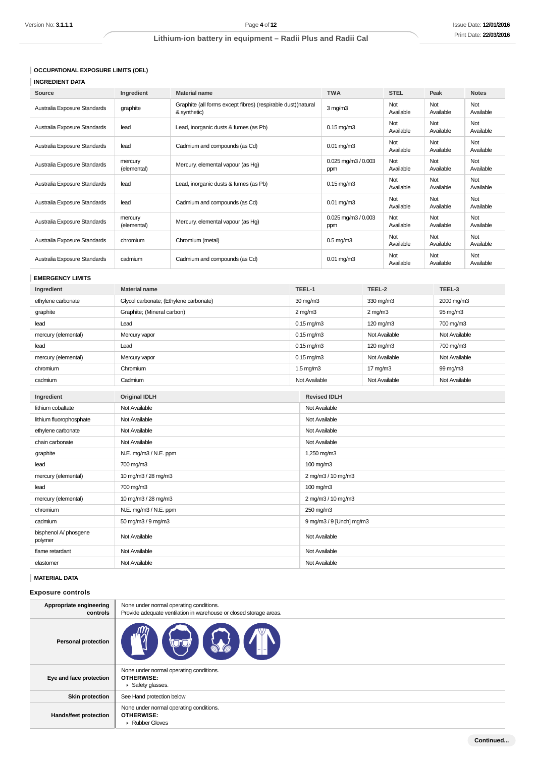## OCCUPATIONAL EXPOSURE LIMITS (OEL)

### INGREDIENT DATA

| Source | Ingredient | Material name | TWA | STEL | Peak | Notes |
|---|---|---|---|---|---|---|
| Australia Exposure Standards | graphite | Graphite (all forms except fibres) (respirable dust)(natural & synthetic) | 3 mg/m3 | Not Available | Not Available | Not Available |
| Australia Exposure Standards | lead | Lead, inorganic dusts & fumes (as Pb) | 0.15 mg/m3 | Not Available | Not Available | Not Available |
| Australia Exposure Standards | lead | Cadmium and compounds (as Cd) | 0.01 mg/m3 | Not Available | Not Available | Not Available |
| Australia Exposure Standards | mercury (elemental) | Mercury, elemental vapour (as Hg) | 0.025 mg/m3 / 0.003 ppm | Not Available | Not Available | Not Available |
| Australia Exposure Standards | lead | Lead, inorganic dusts & fumes (as Pb) | 0.15 mg/m3 | Not Available | Not Available | Not Available |
| Australia Exposure Standards | lead | Cadmium and compounds (as Cd) | 0.01 mg/m3 | Not Available | Not Available | Not Available |
| Australia Exposure Standards | mercury (elemental) | Mercury, elemental vapour (as Hg) | 0.025 mg/m3 / 0.003 ppm | Not Available | Not Available | Not Available |
| Australia Exposure Standards | chromium | Chromium (metal) | 0.5 mg/m3 | Not Available | Not Available | Not Available |
| Australia Exposure Standards | cadmium | Cadmium and compounds (as Cd) | 0.01 mg/m3 | Not Available | Not Available | Not Available |

### EMERGENCY LIMITS

| Ingredient | Material name | TEEL-1 | TEEL-2 | TEEL-3 |
|---|---|---|---|---|
| ethylene carbonate | Glycol carbonate; (Ethylene carbonate) | 30 mg/m3 | 330 mg/m3 | 2000 mg/m3 |
| graphite | Graphite; (Mineral carbon) | 2 mg/m3 | 2 mg/m3 | 95 mg/m3 |
| lead | Lead | 0.15 mg/m3 | 120 mg/m3 | 700 mg/m3 |
| mercury (elemental) | Mercury vapor | 0.15 mg/m3 | Not Available | Not Available |
| lead | Lead | 0.15 mg/m3 | 120 mg/m3 | 700 mg/m3 |
| mercury (elemental) | Mercury vapor | 0.15 mg/m3 | Not Available | Not Available |
| chromium | Chromium | 1.5 mg/m3 | 17 mg/m3 | 99 mg/m3 |
| cadmium | Cadmium | Not Available | Not Available | Not Available |

| Ingredient | Original IDLH | Revised IDLH |
|---|---|---|
| lithium cobaltate | Not Available | Not Available |
| lithium fluorophosphate | Not Available | Not Available |
| ethylene carbonate | Not Available | Not Available |
| chain carbonate | Not Available | Not Available |
| graphite | N.E. mg/m3 / N.E. ppm | 1,250 mg/m3 |
| lead | 700 mg/m3 | 100 mg/m3 |
| mercury (elemental) | 10 mg/m3 / 28 mg/m3 | 2 mg/m3 / 10 mg/m3 |
| lead | 700 mg/m3 | 100 mg/m3 |
| mercury (elemental) | 10 mg/m3 / 28 mg/m3 | 2 mg/m3 / 10 mg/m3 |
| chromium | N.E. mg/m3 / N.E. ppm | 250 mg/m3 |
| cadmium | 50 mg/m3 / 9 mg/m3 | 9 mg/m3 / 9 [Unch] mg/m3 |
| bisphenol A/ phosgene polymer | Not Available | Not Available |
| flame retardant | Not Available | Not Available |
| elastomer | Not Available | Not Available |

### MATERIAL DATA

## Exposure controls

| | |
|---|---|
| **Appropriate engineering controls** | None under normal operating conditions.<br>Provide adequate ventilation in warehouse or closed storage areas. |
| **Personal protection** | |
| **Eye and face protection** | None under normal operating conditions.<br>**OTHERWISE:**<br>▸ Safety glasses. |
| **Skin protection** | See Hand protection below |
| **Hands/feet protection** | None under normal operating conditions.<br>**OTHERWISE:**<br>▸ Rubber Gloves |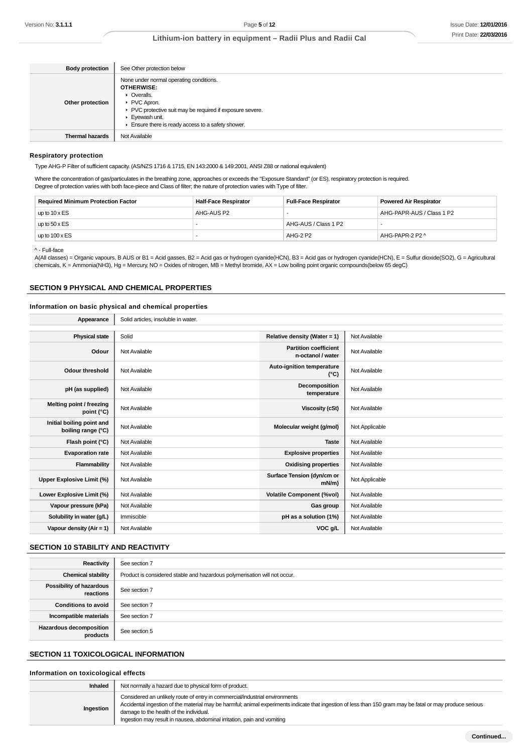| | |
|---|---|
| **Body protection** | See Other protection below |
| **Other protection** | None under normal operating conditions.<br>**OTHERWISE:**<br>▸ Overalls.<br>▸ PVC Apron.<br>▸ PVC protective suit may be required if exposure severe.<br>▸ Eyewash unit.<br>▸ Ensure there is ready access to a safety shower. |
| **Thermal hazards** | Not Available |

### Respiratory protection

Type AHG-P Filter of sufficient capacity. (AS/NZS 1716 & 1715, EN 143:2000 & 149:2001, ANSI Z88 or national equivalent)

Where the concentration of gas/particulates in the breathing zone, approaches or exceeds the "Exposure Standard" (or ES), respiratory protection is required.
Degree of protection varies with both face-piece and Class of filter; the nature of protection varies with Type of filter.

| Required Minimum Protection Factor | Half-Face Respirator | Full-Face Respirator | Powered Air Respirator |
|---|---|---|---|
| up to 10 x ES | AHG-AUS P2 | - | AHG-PAPR-AUS / Class 1 P2 |
| up to 50 x ES | - | AHG-AUS / Class 1 P2 | - |
| up to 100 x ES | - | AHG-2 P2 | AHG-PAPR-2 P2 ^ |

^ - Full-face

A(All classes) = Organic vapours, B AUS or B1 = Acid gasses, B2 = Acid gas or hydrogen cyanide(HCN), B3 = Acid gas or hydrogen cyanide(HCN), E = Sulfur dioxide(SO2), G = Agricultural chemicals, K = Ammonia(NH3), Hg = Mercury, NO = Oxides of nitrogen, MB = Methyl bromide, AX = Low boiling point organic compounds(below 65 degC)

## SECTION 9 PHYSICAL AND CHEMICAL PROPERTIES

### Information on basic physical and chemical properties

| | |
|---|---|
| **Appearance** | Solid articles, insoluble in water. |

| | | | |
|---|---|---|---|
| **Physical state** | Solid | **Relative density (Water = 1)** | Not Available |
| **Odour** | Not Available | **Partition coefficient n-octanol / water** | Not Available |
| **Odour threshold** | Not Available | **Auto-ignition temperature (°C)** | Not Available |
| **pH (as supplied)** | Not Available | **Decomposition temperature** | Not Available |
| **Melting point / freezing point (°C)** | Not Available | **Viscosity (cSt)** | Not Available |
| **Initial boiling point and boiling range (°C)** | Not Available | **Molecular weight (g/mol)** | Not Applicable |
| **Flash point (°C)** | Not Available | **Taste** | Not Available |
| **Evaporation rate** | Not Available | **Explosive properties** | Not Available |
| **Flammability** | Not Available | **Oxidising properties** | Not Available |
| **Upper Explosive Limit (%)** | Not Available | **Surface Tension (dyn/cm or mN/m)** | Not Applicable |
| **Lower Explosive Limit (%)** | Not Available | **Volatile Component (%vol)** | Not Available |
| **Vapour pressure (kPa)** | Not Available | **Gas group** | Not Available |
| **Solubility in water (g/L)** | Immiscible | **pH as a solution (1%)** | Not Available |
| **Vapour density (Air = 1)** | Not Available | **VOC g/L** | Not Available |

## SECTION 10 STABILITY AND REACTIVITY

| | |
|---|---|
| **Reactivity** | See section 7 |
| **Chemical stability** | Product is considered stable and hazardous polymerisation will not occur. |
| **Possibility of hazardous reactions** | See section 7 |
| **Conditions to avoid** | See section 7 |
| **Incompatible materials** | See section 7 |
| **Hazardous decomposition products** | See section 5 |

## SECTION 11 TOXICOLOGICAL INFORMATION

### Information on toxicological effects

| | |
|---|---|
| **Inhaled** | Not normally a hazard due to physical form of product. |
| **Ingestion** | Considered an unlikely route of entry in commercial/industrial environments<br>Accidental ingestion of the material may be harmful; animal experiments indicate that ingestion of less than 150 gram may be fatal or may produce serious damage to the health of the individual.<br>Ingestion may result in nausea, abdominal irritation, pain and vomiting |

**Continued...**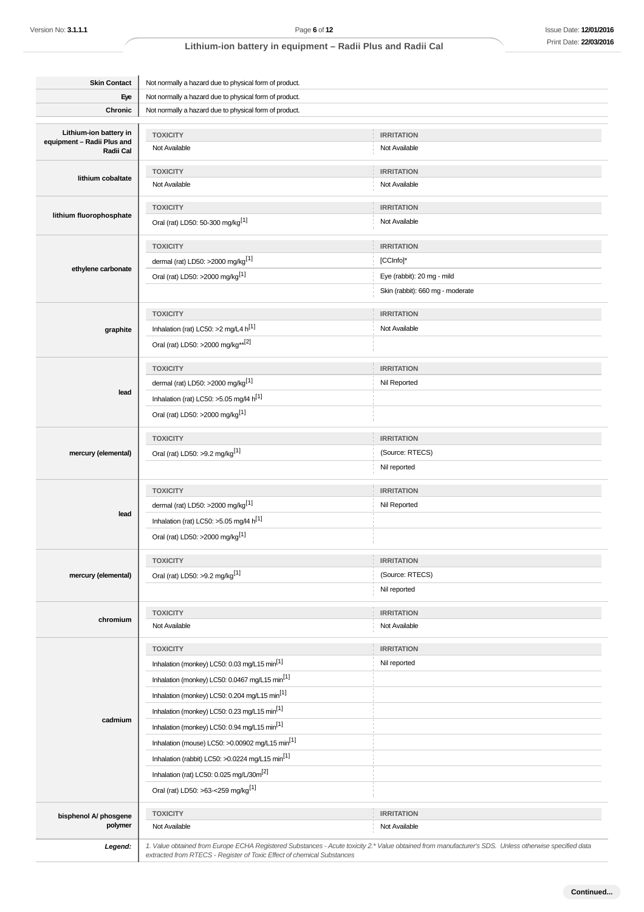| | |
|---|---|
| **Skin Contact** | Not normally a hazard due to physical form of product. |
| **Eye** | Not normally a hazard due to physical form of product. |
| **Chronic** | Not normally a hazard due to physical form of product. |

| | TOXICITY | IRRITATION |
|---|---|---|
| **Lithium-ion battery in equipment – Radii Plus and Radii Cal** | Not Available | Not Available |
| **lithium cobaltate** | Not Available | Not Available |
| **lithium fluorophosphate** | Oral (rat) LD50: 50-300 mg/kg[1] | Not Available |
| **ethylene carbonate** | dermal (rat) LD50: >2000 mg/kg[1] | [CCInfo]* |
| | Oral (rat) LD50: >2000 mg/kg[1] | Eye (rabbit): 20 mg - mild |
| | | Skin (rabbit): 660 mg - moderate |
| **graphite** | Inhalation (rat) LC50: >2 mg/L4 h[1] | Not Available |
| | Oral (rat) LD50: >2000 mg/kg**[2] | |
| **lead** | dermal (rat) LD50: >2000 mg/kg[1] | Nil Reported |
| | Inhalation (rat) LC50: >5.05 mg/l4 h[1] | |
| | Oral (rat) LD50: >2000 mg/kg[1] | |
| **mercury (elemental)** | Oral (rat) LD50: >9.2 mg/kg[1] | (Source: RTECS) |
| | | Nil reported |
| **lead** | dermal (rat) LD50: >2000 mg/kg[1] | Nil Reported |
| | Inhalation (rat) LC50: >5.05 mg/l4 h[1] | |
| | Oral (rat) LD50: >2000 mg/kg[1] | |
| **mercury (elemental)** | Oral (rat) LD50: >9.2 mg/kg[1] | (Source: RTECS) |
| | | Nil reported |
| **chromium** | Not Available | Not Available |
| **cadmium** | Inhalation (monkey) LC50: 0.03 mg/L15 min[1] | Nil reported |
| | Inhalation (monkey) LC50: 0.0467 mg/L15 min[1] | |
| | Inhalation (monkey) LC50: 0.204 mg/L15 min[1] | |
| | Inhalation (monkey) LC50: 0.23 mg/L15 min[1] | |
| | Inhalation (monkey) LC50: 0.94 mg/L15 min[1] | |
| | Inhalation (mouse) LC50: >0.00902 mg/L15 min[1] | |
| | Inhalation (rabbit) LC50: >0.0224 mg/L15 min[1] | |
| | Inhalation (rat) LC50: 0.025 mg/L/30m[2] | |
| | Oral (rat) LD50: >63-<259 mg/kg[1] | |
| **bisphenol A/ phosgene polymer** | Not Available | Not Available |

**Legend:** *1. Value obtained from Europe ECHA Registered Substances - Acute toxicity 2.* Value obtained from manufacturer's SDS. Unless otherwise specified data extracted from RTECS - Register of Toxic Effect of chemical Substances*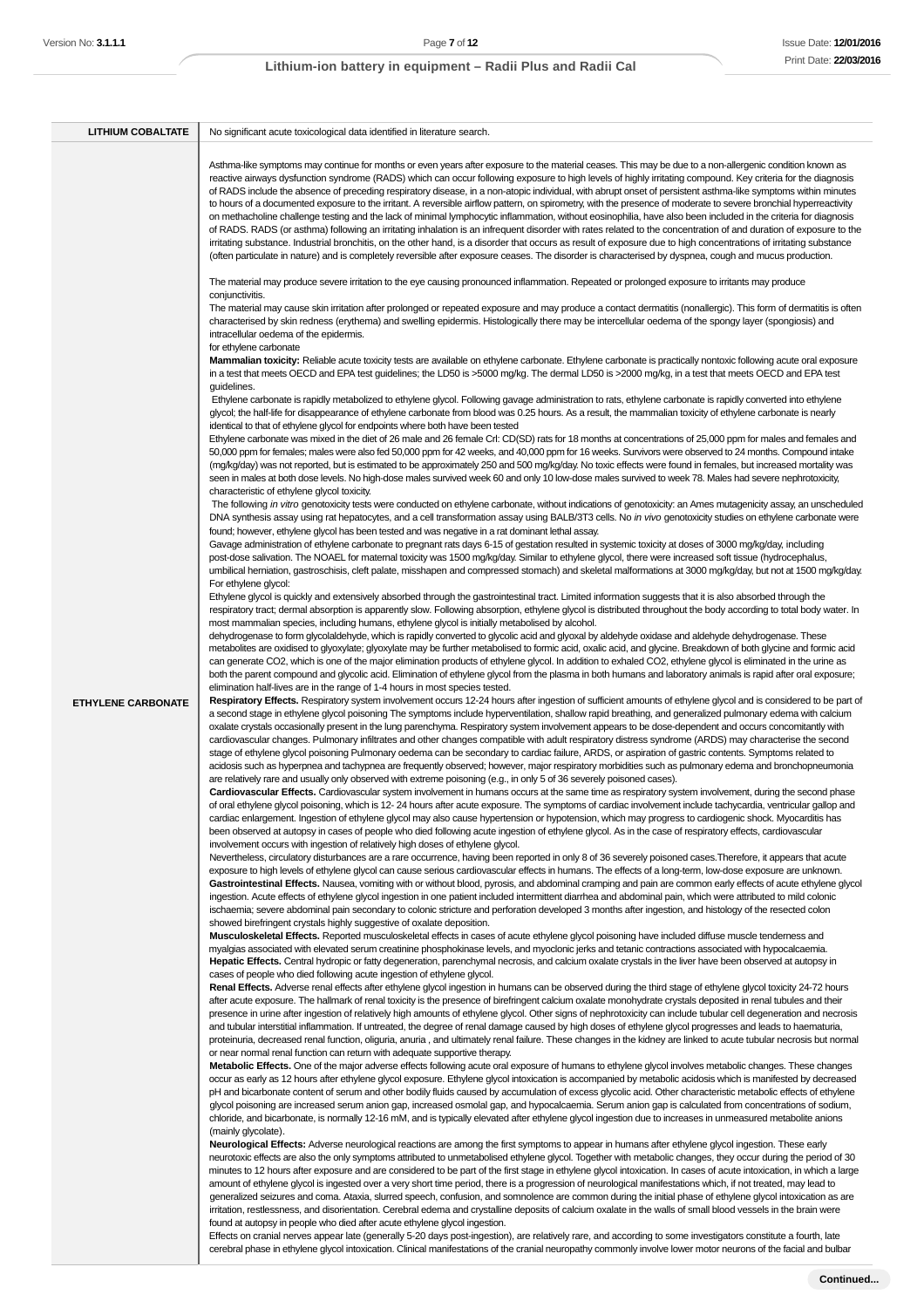| | |
|---|---|
| **LITHIUM COBALTATE** | No significant acute toxicological data identified in literature search. |
| **ETHYLENE CARBONATE** | Asthma-like symptoms may continue for months or even years after exposure to the material ceases. This may be due to a non-allergenic condition known as reactive airways dysfunction syndrome (RADS) which can occur following exposure to high levels of highly irritating compound. Key criteria for the diagnosis of RADS include the absence of preceding respiratory disease, in a non-atopic individual, with abrupt onset of persistent asthma-like symptoms within minutes to hours of a documented exposure to the irritant. A reversible airflow pattern, on spirometry, with the presence of moderate to severe bronchial hyperreactivity on methacholine challenge testing and the lack of minimal lymphocytic inflammation, without eosinophilia, have also been included in the criteria for diagnosis of RADS. RADS (or asthma) following an irritating inhalation is an infrequent disorder with rates related to the concentration of and duration of exposure to the irritating substance. Industrial bronchitis, on the other hand, is a disorder that occurs as result of exposure due to high concentrations of irritating substance (often particulate in nature) and is completely reversible after exposure ceases. The disorder is characterised by dyspnea, cough and mucus production.<br><br>The material may produce severe irritation to the eye causing pronounced inflammation. Repeated or prolonged exposure to irritants may produce conjunctivitis.<br>The material may cause skin irritation after prolonged or repeated exposure and may produce a contact dermatitis (nonallergic). This form of dermatitis is often characterised by skin redness (erythema) and swelling epidermis. Histologically there may be intercellular oedema of the spongy layer (spongiosis) and intracellular oedema of the epidermis.<br>for ethylene carbonate<br>**Mammalian toxicity:** Reliable acute toxicity tests are available on ethylene carbonate. Ethylene carbonate is practically nontoxic following acute oral exposure in a test that meets OECD and EPA test guidelines; the LD50 is >5000 mg/kg. The dermal LD50 is >2000 mg/kg, in a test that meets OECD and EPA test guidelines.<br>Ethylene carbonate is rapidly metabolized to ethylene glycol. Following gavage administration to rats, ethylene carbonate is rapidly converted into ethylene glycol; the half-life for disappearance of ethylene carbonate from blood was 0.25 hours. As a result, the mammalian toxicity of ethylene carbonate is nearly identical to that of ethylene glycol for endpoints where both have been tested<br>Ethylene carbonate was mixed in the diet of 26 male and 26 female Crl: CD(SD) rats for 18 months at concentrations of 25,000 ppm for males and females and 50,000 ppm for females; males were also fed 50,000 ppm for 42 weeks, and 40,000 ppm for 16 weeks. Survivors were observed to 24 months. Compound intake (mg/kg/day) was not reported, but is estimated to be approximately 250 and 500 mg/kg/day. No toxic effects were found in females, but increased mortality was seen in males at both dose levels. No high-dose males survived week 60 and only 10 low-dose males survived to week 78. Males had severe nephrotoxicity, characteristic of ethylene glycol toxicity.<br>The following *in vitro* genotoxicity tests were conducted on ethylene carbonate, without indications of genotoxicity: an Ames mutagenicity assay, an unscheduled DNA synthesis assay using rat hepatocytes, and a cell transformation assay using BALB/3T3 cells. No *in vivo* genotoxicity studies on ethylene carbonate were found; however, ethylene glycol has been tested and was negative in a rat dominant lethal assay.<br>Gavage administration of ethylene carbonate to pregnant rats days 6-15 of gestation resulted in systemic toxicity at doses of 3000 mg/kg/day, including post-dose salivation. The NOAEL for maternal toxicity was 1500 mg/kg/day. Similar to ethylene glycol, there were increased soft tissue (hydrocephalus, umbilical herniation, gastroschisis, cleft palate, misshapen and compressed stomach) and skeletal malformations at 3000 mg/kg/day, but not at 1500 mg/kg/day.<br>For ethylene glycol:<br>Ethylene glycol is quickly and extensively absorbed through the gastrointestinal tract. Limited information suggests that it is also absorbed through the respiratory tract; dermal absorption is apparently slow. Following absorption, ethylene glycol is distributed throughout the body according to total body water. In most mammalian species, including humans, ethylene glycol is initially metabolised by alcohol.<br>dehydrogenase to form glycolaldehyde, which is rapidly converted to glycolic acid and glyoxal by aldehyde oxidase and aldehyde dehydrogenase. These metabolites are oxidised to glyoxylate; glyoxylate may be further metabolised to formic acid, oxalic acid, and glycine. Breakdown of both glycine and formic acid can generate CO2, which is one of the major elimination products of ethylene glycol. In addition to exhaled CO2, ethylene glycol is eliminated in the urine as both the parent compound and glycolic acid. Elimination of ethylene glycol from the plasma in both humans and laboratory animals is rapid after oral exposure; elimination half-lives are in the range of 1-4 hours in most species tested.<br>**Respiratory Effects.** Respiratory system involvement occurs 12-24 hours after ingestion of sufficient amounts of ethylene glycol and is considered to be part of a second stage in ethylene glycol poisoning The symptoms include hyperventilation, shallow rapid breathing, and generalized pulmonary edema with calcium oxalate crystals occasionally present in the lung parenchyma. Respiratory system involvement appears to be dose-dependent and occurs concomitantly with cardiovascular changes. Pulmonary infiltrates and other changes compatible with adult respiratory distress syndrome (ARDS) may characterise the second stage of ethylene glycol poisoning Pulmonary oedema can be secondary to cardiac failure, ARDS, or aspiration of gastric contents. Symptoms related to acidosis such as hyperpnea and tachypnea are frequently observed; however, major respiratory morbidities such as pulmonary edema and bronchopneumonia are relatively rare and usually only observed with extreme poisoning (e.g., in only 5 of 36 severely poisoned cases).<br>**Cardiovascular Effects.** Cardiovascular system involvement in humans occurs at the same time as respiratory system involvement, during the second phase of oral ethylene glycol poisoning, which is 12- 24 hours after acute exposure. The symptoms of cardiac involvement include tachycardia, ventricular gallop and cardiac enlargement. Ingestion of ethylene glycol may also cause hypertension or hypotension, which may progress to cardiogenic shock. Myocarditis has been observed at autopsy in cases of people who died following acute ingestion of ethylene glycol. As in the case of respiratory effects, cardiovascular involvement occurs with ingestion of relatively high doses of ethylene glycol.<br>Nevertheless, circulatory disturbances are a rare occurrence, having been reported in only 8 of 36 severely poisoned cases.Therefore, it appears that acute exposure to high levels of ethylene glycol can cause serious cardiovascular effects in humans. The effects of a long-term, low-dose exposure are unknown.<br>**Gastrointestinal Effects.** Nausea, vomiting with or without blood, pyrosis, and abdominal cramping and pain are common early effects of acute ethylene glycol ingestion. Acute effects of ethylene glycol ingestion in one patient included intermittent diarrhea and abdominal pain, which were attributed to mild colonic ischaemia; severe abdominal pain secondary to colonic stricture and perforation developed 3 months after ingestion, and histology of the resected colon showed birefringent crystals highly suggestive of oxalate deposition.<br>**Musculoskeletal Effects.** Reported musculoskeletal effects in cases of acute ethylene glycol poisoning have included diffuse muscle tenderness and myalgias associated with elevated serum creatinine phosphokinase levels, and myoclonic jerks and tetanic contractions associated with hypocalcaemia.<br>**Hepatic Effects.** Central hydropic or fatty degeneration, parenchymal necrosis, and calcium oxalate crystals in the liver have been observed at autopsy in cases of people who died following acute ingestion of ethylene glycol.<br>**Renal Effects.** Adverse renal effects after ethylene glycol ingestion in humans can be observed during the third stage of ethylene glycol toxicity 24-72 hours after acute exposure. The hallmark of renal toxicity is the presence of birefringent calcium oxalate monohydrate crystals deposited in renal tubules and their presence in urine after ingestion of relatively high amounts of ethylene glycol. Other signs of nephrotoxicity can include tubular cell degeneration and necrosis and tubular interstitial inflammation. If untreated, the degree of renal damage caused by high doses of ethylene glycol progresses and leads to haematuria, proteinuria, decreased renal function, oliguria, anuria , and ultimately renal failure. These changes in the kidney are linked to acute tubular necrosis but normal or near normal renal function can return with adequate supportive therapy.<br>**Metabolic Effects.** One of the major adverse effects following acute oral exposure of humans to ethylene glycol involves metabolic changes. These changes occur as early as 12 hours after ethylene glycol exposure. Ethylene glycol intoxication is accompanied by metabolic acidosis which is manifested by decreased pH and bicarbonate content of serum and other bodily fluids caused by accumulation of excess glycolic acid. Other characteristic metabolic effects of ethylene glycol poisoning are increased serum anion gap, increased osmolal gap, and hypocalcaemia. Serum anion gap is calculated from concentrations of sodium, chloride, and bicarbonate, is normally 12-16 mM, and is typically elevated after ethylene glycol ingestion due to increases in unmeasured metabolite anions (mainly glycolate).<br>**Neurological Effects:** Adverse neurological reactions are among the first symptoms to appear in humans after ethylene glycol ingestion. These early neurotoxic effects are also the only symptoms attributed to unmetabolised ethylene glycol. Together with metabolic changes, they occur during the period of 30 minutes to 12 hours after exposure and are considered to be part of the first stage in ethylene glycol intoxication. In cases of acute intoxication, in which a large amount of ethylene glycol is ingested over a very short time period, there is a progression of neurological manifestations which, if not treated, may lead to generalized seizures and coma. Ataxia, slurred speech, confusion, and somnolence are common during the initial phase of ethylene glycol intoxication as are irritation, restlessness, and disorientation. Cerebral edema and crystalline deposits of calcium oxalate in the walls of small blood vessels in the brain were found at autopsy in people who died after acute ethylene glycol ingestion.<br>Effects on cranial nerves appear late (generally 5-20 days post-ingestion), are relatively rare, and according to some investigators constitute a fourth, late cerebral phase in ethylene glycol intoxication. Clinical manifestations of the cranial neuropathy commonly involve lower motor neurons of the facial and bulbar |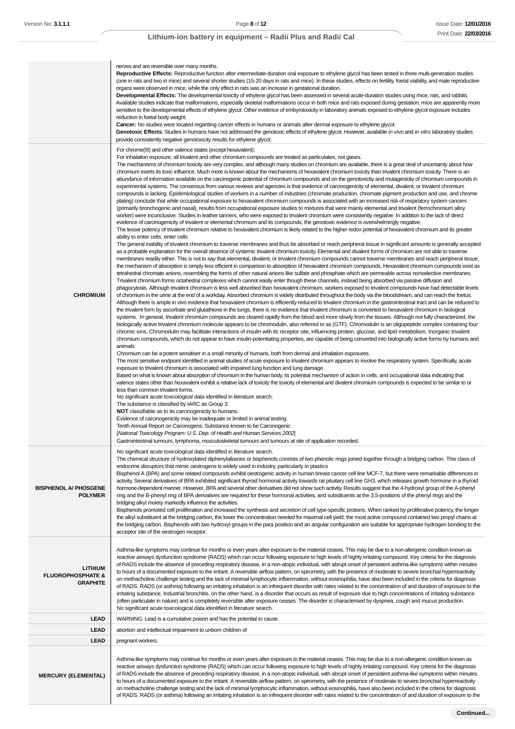| | |
|---|---|
| | nerves and are reversible over many months.<br>**Reproductive Effects:** Reproductive function after intermediate-duration oral exposure to ethylene glycol has been tested in three multi-generation studies (one in rats and two in mice) and several shorter studies (15-20 days in rats and mice). In these studies, effects on fertility, foetal viability, and male reproductive organs were observed in mice, while the only effect in rats was an increase in gestational duration.<br>**Developmental Effects:** The developmental toxicity of ethylene glycol has been assessed in several acute-duration studies using mice, rats, and rabbits. Available studies indicate that malformations, especially skeletal malformations occur in both mice and rats exposed during gestation; mice are apparently more sensitive to the developmental effects of ethylene glycol. Other evidence of embyrotoxicity in laboratory animals exposed to ethylene glycol exposure includes reduction in foetal body weight.<br>**Cancer:** No studies were located regarding cancer effects in humans or animals after dermal exposure to ethylene glycol.<br>**Genotoxic Effects**: Studies in humans have not addressed the genotoxic effects of ethylene glycol. However, available *in vivo* and *in vitro* laboratory studies provide consistently negative genotoxicity results for ethylene glycol. |
| **CHROMIUM** | For chrome(III) and other valence states (except hexavalent):<br>For inhalation exposure, all trivalent and other chromium compounds are treated as particulates, not gases.<br>The mechanisms of chromium toxicity are very complex, and although many studies on chromium are available, there is a great deal of uncertainty about how chromium exerts its toxic influence. Much more is known about the mechanisms of hexavalent chromium toxicity than trivalent chromium toxicity. There is an abundance of information available on the carcinogenic potential of chromium compounds and on the genotoxicity and mutagenicity of chromium compounds in experimental systems. The consensus from various reviews and agencies is that evidence of carcinogenicity of elemental, divalent, or trivalent chromium compounds is lacking. Epidemiological studies of workers in a number of industries (chromate production, chromate pigment production and use, and chrome plating) conclude that while occupational exposure to hexavalent chromium compounds is associated with an increased risk of respiratory system cancers (primarily bronchogenic and nasal), results from occupational exposure studies to mixtures that were mainly elemental and trivalent (ferrochromium alloy worker) were inconclusive. Studies in leather tanners, who were exposed to trivalent chromium were consistently negative. In addition to the lack of direct evidence of carcinogenicity of trivalent or elemental chromium and its compounds, the genotoxic evidence is overwhelmingly negative.<br>The lesser potency of trivalent chromium relative to hexavalent chromium is likely related to the higher redox potential of hexavalent chromium and its greater ability to enter cells. enter cells<br>The general inability of trivalent chromium to traverse membranes and thus be absorbed or reach peripheral tissue in significant amounts is generally accepted as a probable explanation for the overall absence of systemic trivalent chromium toxicity. Elemental and divalent forms of chromium are not able to traverse membranes readily either. This is not to say that elemental, divalent, or trivalent chromium compounds cannot traverse membranes and reach peripheral tissue, the mechanism of absorption is simply less efficient in comparison to absorption of hexavalent chromium compounds. Hexavalent chromium compounds exist as tetrahedral chromate anions, resembling the forms of other natural anions like sulfate and phosphate which are permeable across nonselective membranes. Trivalent chromium forms octahedral complexes which cannot easily enter though these channels, instead being absorbed via passive diffusion and phagocytosis. Although trivalent chromium is less well absorbed than hexavalent chromium, workers exposed to trivalent compounds have had detectable levels of chromium in the urine at the end of a workday. Absorbed chromium is widely distributed throughout the body via the bloodstream, and can reach the foetus. Although there is ample in vivo evidence that hexavalent chromium is efficiently reduced to trivalent chromium in the gastrointestinal tract and can be reduced to the trivalent form by ascorbate and glutathione in the lungs, there is no evidence that trivalent chromium is converted to hexavalent chromium in biological systems. In general, trivalent chromium compounds are cleared rapidly from the blood and more slowly from the tissues. Although not fully characterized, the biologically active trivalent chromium molecule appears to be chromodulin, also referred to as (GTF). Chromodulin is an oligopeptide complex containing four chromic ions. Chromodulin may facilitate interactions of insulin with its receptor site, influencing protein, glucose, and lipid metabolism. Inorganic trivalent chromium compounds, which do not appear to have insulin-potentiating properties, are capable of being converted into biologically active forms by humans and animals<br>Chromium can be a potent sensitiser in a small minority of humans, both from dermal and inhalation exposures.<br>The most sensitive endpoint identified in animal studies of acute exposure to trivalent chromium appears to involve the respiratory system. Specifically, acute exposure to trivalent chromium is associated with impaired lung function and lung damage.<br>Based on what is known about absorption of chromium in the human body, its potential mechanism of action in cells, and occupational data indicating that valence states other than hexavalent exhibit a relative lack of toxicity the toxicity of elemental and divalent chromium compounds is expected to be similar to or less than common trivalent forms.<br>No significant acute toxicological data identified in literature search.<br>The substance is classified by IARC as Group 3:<br>**NOT** classifiable as to its carcinogenicity to humans.<br>Evidence of carcinogenicity may be inadequate or limited in animal testing.<br>Tenth Annual Report on Carcinogens: Substance known to be Carcinogenic<br>[*National Toxicology Program: U.S. Dep. of Health and Human Services 2002*]<br>Gastrointestinal tumours, lymphoma, musculoskeletal tumours and tumours at site of application recorded. |
| **BISPHENOL A/ PHOSGENE POLYMER** | No significant acute toxicological data identified in literature search.<br>The chemical structure of hydroxylated diphenylalkanes or bisphenols consists of two phenolic rings joined together through a bridging carbon. This class of endocrine disruptors that mimic oestrogens is widely used in industry, particularly in plastics<br>Bisphenol A (BPA) and some related compounds exhibit oestrogenic activity in human breast cancer cell line MCF-7, but there were remarkable differences in activity. Several derivatives of BPA exhibited significant thyroid hormonal activity towards rat pituitary cell line GH3, which releases growth hormone in a thyroid hormone-dependent manner. However, BPA and several other derivatives did not show such activity. Results suggest that the 4-hydroxyl group of the A-phenyl ring and the B-phenyl ring of BPA derivatives are required for these hormonal activities, and substituents at the 3,5-positions of the phenyl rings and the bridging alkyl moiety markedly influence the activities.<br>Bisphenols promoted cell proliferation and increased the synthesis and secretion of cell type-specific proteins. When ranked by proliferative potency, the longer the alkyl substituent at the bridging carbon, the lower the concentration needed for maximal cell yield; the most active compound contained two propyl chains at the bridging carbon. Bisphenols with two hydroxyl groups in the para position and an angular configuration are suitable for appropriate hydrogen bonding to the acceptor site of the oestrogen receptor. |
| **LITHIUM FLUOROPHOSPHATE & GRAPHITE** | Asthma-like symptoms may continue for months or even years after exposure to the material ceases. This may be due to a non-allergenic condition known as reactive airways dysfunction syndrome (RADS) which can occur following exposure to high levels of highly irritating compound. Key criteria for the diagnosis of RADS include the absence of preceding respiratory disease, in a non-atopic individual, with abrupt onset of persistent asthma-like symptoms within minutes to hours of a documented exposure to the irritant. A reversible airflow pattern, on spirometry, with the presence of moderate to severe bronchial hyperreactivity on methacholine challenge testing and the lack of minimal lymphocytic inflammation, without eosinophilia, have also been included in the criteria for diagnosis of RADS. RADS (or asthma) following an irritating inhalation is an infrequent disorder with rates related to the concentration of and duration of exposure to the irritating substance. Industrial bronchitis, on the other hand, is a disorder that occurs as result of exposure due to high concentrations of irritating substance (often particulate in nature) and is completely reversible after exposure ceases. The disorder is characterised by dyspnea, cough and mucus production.<br>No significant acute toxicological data identified in literature search. |
| **LEAD** | WARNING: Lead is a cumulative poison and has the potential to cause |
| **LEAD** | abortion and intellectual impairment to unborn children of |
| **LEAD** | pregnant workers. |
| **MERCURY (ELEMENTAL)** | Asthma-like symptoms may continue for months or even years after exposure to the material ceases. This may be due to a non-allergenic condition known as reactive airways dysfunction syndrome (RADS) which can occur following exposure to high levels of highly irritating compound. Key criteria for the diagnosis of RADS include the absence of preceding respiratory disease, in a non-atopic individual, with abrupt onset of persistent asthma-like symptoms within minutes to hours of a documented exposure to the irritant. A reversible airflow pattern, on spirometry, with the presence of moderate to severe bronchial hyperreactivity on methacholine challenge testing and the lack of minimal lymphocytic inflammation, without eosinophilia, have also been included in the criteria for diagnosis of RADS. RADS (or asthma) following an irritating inhalation is an infrequent disorder with rates related to the concentration of and duration of exposure to the |

**Continued...**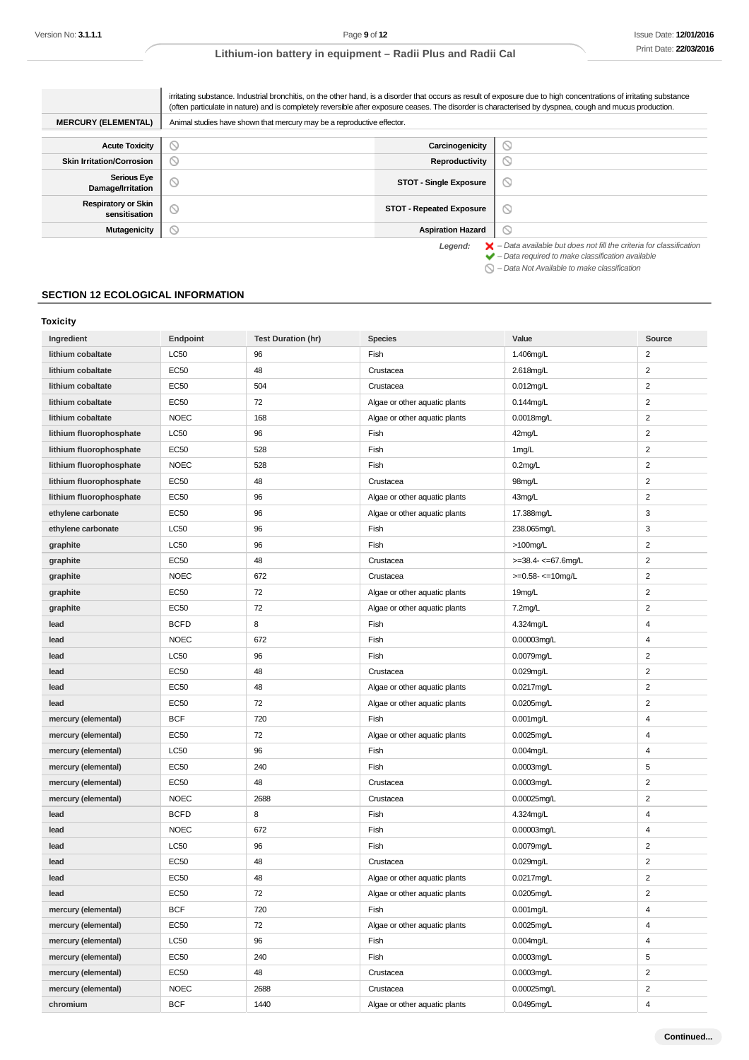| | |
|---|---|
| | irritating substance. Industrial bronchitis, on the other hand, is a disorder that occurs as result of exposure due to high concentrations of irritating substance (often particulate in nature) and is completely reversible after exposure ceases. The disorder is characterised by dyspnea, cough and mucus production. |
| **MERCURY (ELEMENTAL)** | Animal studies have shown that mercury may be a reproductive effector. |

| | | | |
|---|---|---|---|
| **Acute Toxicity** | ⃠ | **Carcinogenicity** | ⃠ |
| **Skin Irritation/Corrosion** | ⃠ | **Reproductivity** | ⃠ |
| **Serious Eye Damage/Irritation** | ⃠ | **STOT - Single Exposure** | ⃠ |
| **Respiratory or Skin sensitisation** | ⃠ | **STOT - Repeated Exposure** | ⃠ |
| **Mutagenicity** | ⃠ | **Aspiration Hazard** | ⃠ |

*Legend:* ✖ – *Data available but does not fill the criteria for classification*
✔ – *Data required to make classification available*
⃠ – *Data Not Available to make classification*

## SECTION 12 ECOLOGICAL INFORMATION

### Toxicity

| Ingredient | Endpoint | Test Duration (hr) | Species | Value | Source |
|---|---|---|---|---|---|
| **lithium cobaltate** | LC50 | 96 | Fish | 1.406mg/L | 2 |
| **lithium cobaltate** | EC50 | 48 | Crustacea | 2.618mg/L | 2 |
| **lithium cobaltate** | EC50 | 504 | Crustacea | 0.012mg/L | 2 |
| **lithium cobaltate** | EC50 | 72 | Algae or other aquatic plants | 0.144mg/L | 2 |
| **lithium cobaltate** | NOEC | 168 | Algae or other aquatic plants | 0.0018mg/L | 2 |
| **lithium fluorophosphate** | LC50 | 96 | Fish | 42mg/L | 2 |
| **lithium fluorophosphate** | EC50 | 528 | Fish | 1mg/L | 2 |
| **lithium fluorophosphate** | NOEC | 528 | Fish | 0.2mg/L | 2 |
| **lithium fluorophosphate** | EC50 | 48 | Crustacea | 98mg/L | 2 |
| **lithium fluorophosphate** | EC50 | 96 | Algae or other aquatic plants | 43mg/L | 2 |
| **ethylene carbonate** | EC50 | 96 | Algae or other aquatic plants | 17.388mg/L | 3 |
| **ethylene carbonate** | LC50 | 96 | Fish | 238.065mg/L | 3 |
| **graphite** | LC50 | 96 | Fish | >100mg/L | 2 |
| **graphite** | EC50 | 48 | Crustacea | >=38.4- <=67.6mg/L | 2 |
| **graphite** | NOEC | 672 | Crustacea | >=0.58- <=10mg/L | 2 |
| **graphite** | EC50 | 72 | Algae or other aquatic plants | 19mg/L | 2 |
| **graphite** | EC50 | 72 | Algae or other aquatic plants | 7.2mg/L | 2 |
| **lead** | BCFD | 8 | Fish | 4.324mg/L | 4 |
| **lead** | NOEC | 672 | Fish | 0.00003mg/L | 4 |
| **lead** | LC50 | 96 | Fish | 0.0079mg/L | 2 |
| **lead** | EC50 | 48 | Crustacea | 0.029mg/L | 2 |
| **lead** | EC50 | 48 | Algae or other aquatic plants | 0.0217mg/L | 2 |
| **lead** | EC50 | 72 | Algae or other aquatic plants | 0.0205mg/L | 2 |
| **mercury (elemental)** | BCF | 720 | Fish | 0.001mg/L | 4 |
| **mercury (elemental)** | EC50 | 72 | Algae or other aquatic plants | 0.0025mg/L | 4 |
| **mercury (elemental)** | LC50 | 96 | Fish | 0.004mg/L | 4 |
| **mercury (elemental)** | EC50 | 240 | Fish | 0.0003mg/L | 5 |
| **mercury (elemental)** | EC50 | 48 | Crustacea | 0.0003mg/L | 2 |
| **mercury (elemental)** | NOEC | 2688 | Crustacea | 0.00025mg/L | 2 |
| **lead** | BCFD | 8 | Fish | 4.324mg/L | 4 |
| **lead** | NOEC | 672 | Fish | 0.00003mg/L | 4 |
| **lead** | LC50 | 96 | Fish | 0.0079mg/L | 2 |
| **lead** | EC50 | 48 | Crustacea | 0.029mg/L | 2 |
| **lead** | EC50 | 48 | Algae or other aquatic plants | 0.0217mg/L | 2 |
| **lead** | EC50 | 72 | Algae or other aquatic plants | 0.0205mg/L | 2 |
| **mercury (elemental)** | BCF | 720 | Fish | 0.001mg/L | 4 |
| **mercury (elemental)** | EC50 | 72 | Algae or other aquatic plants | 0.0025mg/L | 4 |
| **mercury (elemental)** | LC50 | 96 | Fish | 0.004mg/L | 4 |
| **mercury (elemental)** | EC50 | 240 | Fish | 0.0003mg/L | 5 |
| **mercury (elemental)** | EC50 | 48 | Crustacea | 0.0003mg/L | 2 |
| **mercury (elemental)** | NOEC | 2688 | Crustacea | 0.00025mg/L | 2 |
| **chromium** | BCF | 1440 | Algae or other aquatic plants | 0.0495mg/L | 4 |

**Continued...**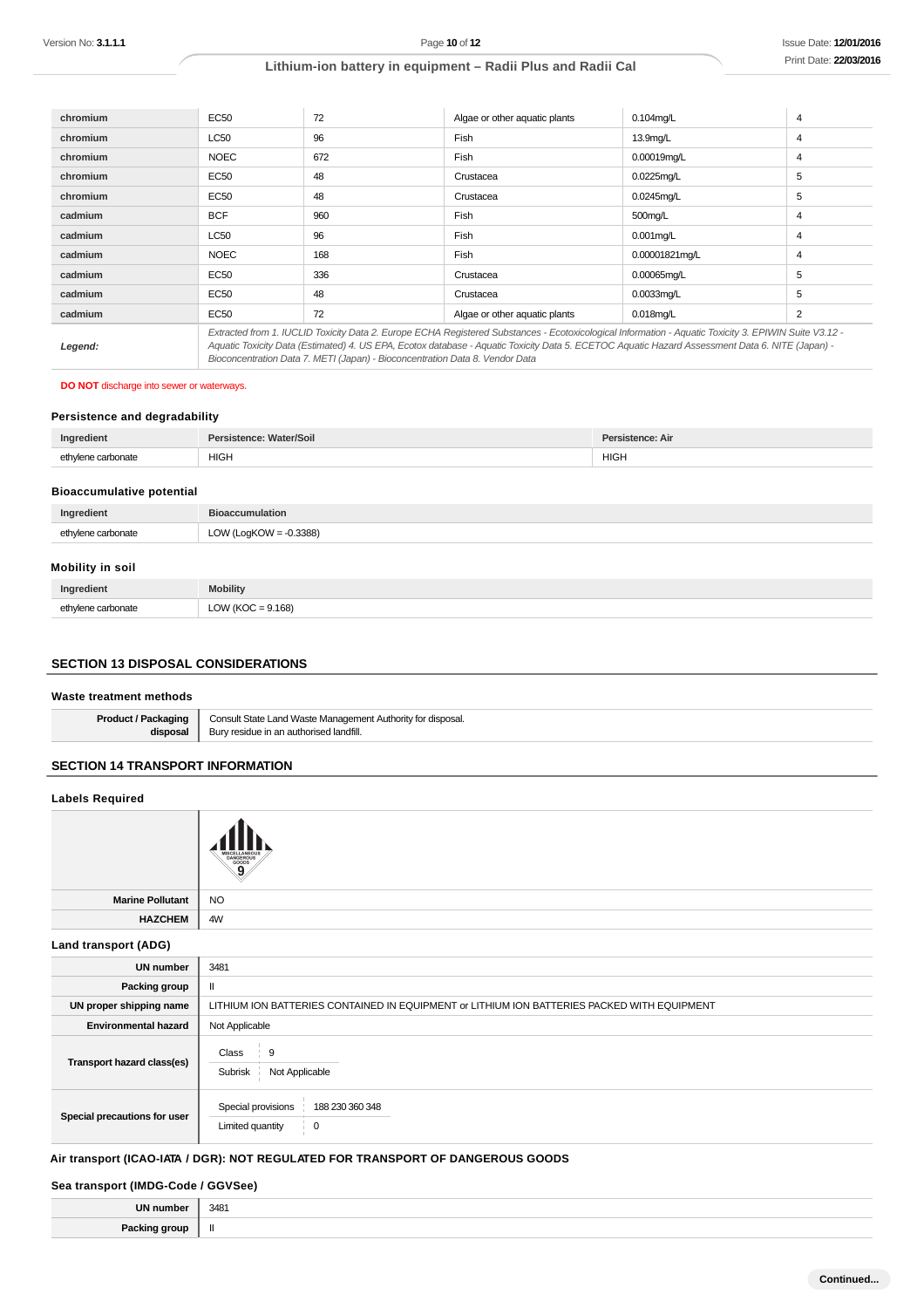| | | | | | |
|---|---|---|---|---|---|
| **chromium** | EC50 | 72 | Algae or other aquatic plants | 0.104mg/L | 4 |
| **chromium** | LC50 | 96 | Fish | 13.9mg/L | 4 |
| **chromium** | NOEC | 672 | Fish | 0.00019mg/L | 4 |
| **chromium** | EC50 | 48 | Crustacea | 0.0225mg/L | 5 |
| **chromium** | EC50 | 48 | Crustacea | 0.0245mg/L | 5 |
| **cadmium** | BCF | 960 | Fish | 500mg/L | 4 |
| **cadmium** | LC50 | 96 | Fish | 0.001mg/L | 4 |
| **cadmium** | NOEC | 168 | Fish | 0.00001821mg/L | 4 |
| **cadmium** | EC50 | 336 | Crustacea | 0.00065mg/L | 5 |
| **cadmium** | EC50 | 48 | Crustacea | 0.0033mg/L | 5 |
| **cadmium** | EC50 | 72 | Algae or other aquatic plants | 0.018mg/L | 2 |
| ***Legend:*** | *Extracted from 1. IUCLID Toxicity Data 2. Europe ECHA Registered Substances - Ecotoxicological Information - Aquatic Toxicity 3. EPIWIN Suite V3.12 - Aquatic Toxicity Data (Estimated) 4. US EPA, Ecotox database - Aquatic Toxicity Data 5. ECETOC Aquatic Hazard Assessment Data 6. NITE (Japan) - Bioconcentration Data 7. METI (Japan) - Bioconcentration Data 8. Vendor Data* | | | | |

**DO NOT** discharge into sewer or waterways.

### Persistence and degradability

| Ingredient | Persistence: Water/Soil | Persistence: Air |
|---|---|---|
| ethylene carbonate | HIGH | HIGH |

### Bioaccumulative potential

| Ingredient | Bioaccumulation |
|---|---|
| ethylene carbonate | LOW (LogKOW = -0.3388) |

### Mobility in soil

| Ingredient | Mobility |
|---|---|
| ethylene carbonate | LOW (KOC = 9.168) |

## SECTION 13 DISPOSAL CONSIDERATIONS

### Waste treatment methods

| | |
|---|---|
| **Product / Packaging disposal** | Consult State Land Waste Management Authority for disposal.<br>Bury residue in an authorised landfill. |

## SECTION 14 TRANSPORT INFORMATION

### Labels Required

| | |
|---|---|
| | MISCELLANEOUS DANGEROUS GOODS 9 |
| **Marine Pollutant** | NO |
| **HAZCHEM** | 4W |

### Land transport (ADG)

| | |
|---|---|
| **UN number** | 3481 |
| **Packing group** | II |
| **UN proper shipping name** | LITHIUM ION BATTERIES CONTAINED IN EQUIPMENT or LITHIUM ION BATTERIES PACKED WITH EQUIPMENT |
| **Environmental hazard** | Not Applicable |
| **Transport hazard class(es)** | Class: 9<br>Subrisk: Not Applicable |
| **Special precautions for user** | Special provisions: 188 230 360 348<br>Limited quantity: 0 |

### Air transport (ICAO-IATA / DGR): NOT REGULATED FOR TRANSPORT OF DANGEROUS GOODS

### Sea transport (IMDG-Code / GGVSee)

| | |
|---|---|
| **UN number** | 3481 |
| **Packing group** | II |

Continued...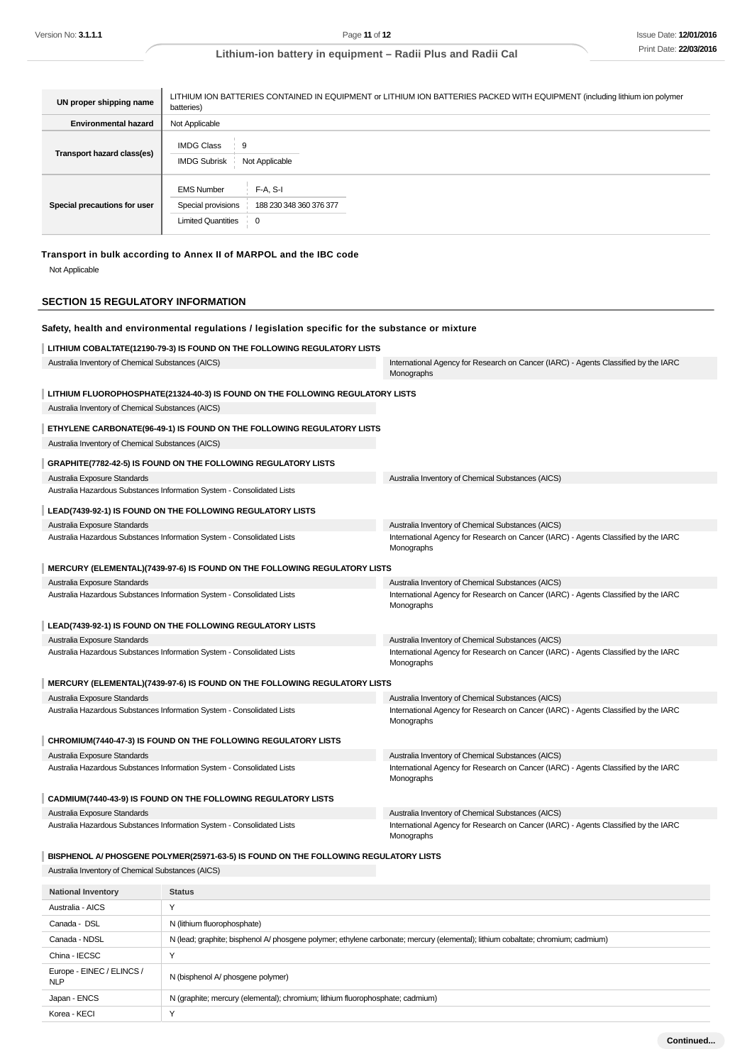| | |
|---|---|
| **UN proper shipping name** | LITHIUM ION BATTERIES CONTAINED IN EQUIPMENT or LITHIUM ION BATTERIES PACKED WITH EQUIPMENT (including lithium ion polymer batteries) |
| **Environmental hazard** | Not Applicable |
| **Transport hazard class(es)** | IMDG Class: 9<br>IMDG Subrisk: Not Applicable |
| **Special precautions for user** | EMS Number: F-A, S-I<br>Special provisions: 188 230 348 360 376 377<br>Limited Quantities: 0 |

### Transport in bulk according to Annex II of MARPOL and the IBC code

Not Applicable

## SECTION 15 REGULATORY INFORMATION

### Safety, health and environmental regulations / legislation specific for the substance or mixture

**LITHIUM COBALTATE(12190-79-3) IS FOUND ON THE FOLLOWING REGULATORY LISTS**

| | |
|---|---|
| Australia Inventory of Chemical Substances (AICS) | International Agency for Research on Cancer (IARC) - Agents Classified by the IARC Monographs |

**LITHIUM FLUOROPHOSPHATE(21324-40-3) IS FOUND ON THE FOLLOWING REGULATORY LISTS**

Australia Inventory of Chemical Substances (AICS)

**ETHYLENE CARBONATE(96-49-1) IS FOUND ON THE FOLLOWING REGULATORY LISTS**

Australia Inventory of Chemical Substances (AICS)

**GRAPHITE(7782-42-5) IS FOUND ON THE FOLLOWING REGULATORY LISTS**

| | |
|---|---|
| Australia Exposure Standards | Australia Inventory of Chemical Substances (AICS) |
| Australia Hazardous Substances Information System - Consolidated Lists | |

**LEAD(7439-92-1) IS FOUND ON THE FOLLOWING REGULATORY LISTS**

| | |
|---|---|
| Australia Exposure Standards | Australia Inventory of Chemical Substances (AICS) |
| Australia Hazardous Substances Information System - Consolidated Lists | International Agency for Research on Cancer (IARC) - Agents Classified by the IARC Monographs |

**MERCURY (ELEMENTAL)(7439-97-6) IS FOUND ON THE FOLLOWING REGULATORY LISTS**

| | |
|---|---|
| Australia Exposure Standards | Australia Inventory of Chemical Substances (AICS) |
| Australia Hazardous Substances Information System - Consolidated Lists | International Agency for Research on Cancer (IARC) - Agents Classified by the IARC Monographs |

**LEAD(7439-92-1) IS FOUND ON THE FOLLOWING REGULATORY LISTS**

| | |
|---|---|
| Australia Exposure Standards | Australia Inventory of Chemical Substances (AICS) |
| Australia Hazardous Substances Information System - Consolidated Lists | International Agency for Research on Cancer (IARC) - Agents Classified by the IARC Monographs |

**MERCURY (ELEMENTAL)(7439-97-6) IS FOUND ON THE FOLLOWING REGULATORY LISTS**

| | |
|---|---|
| Australia Exposure Standards | Australia Inventory of Chemical Substances (AICS) |
| Australia Hazardous Substances Information System - Consolidated Lists | International Agency for Research on Cancer (IARC) - Agents Classified by the IARC Monographs |

**CHROMIUM(7440-47-3) IS FOUND ON THE FOLLOWING REGULATORY LISTS**

| | |
|---|---|
| Australia Exposure Standards | Australia Inventory of Chemical Substances (AICS) |
| Australia Hazardous Substances Information System - Consolidated Lists | International Agency for Research on Cancer (IARC) - Agents Classified by the IARC Monographs |

**CADMIUM(7440-43-9) IS FOUND ON THE FOLLOWING REGULATORY LISTS**

| | |
|---|---|
| Australia Exposure Standards | Australia Inventory of Chemical Substances (AICS) |
| Australia Hazardous Substances Information System - Consolidated Lists | International Agency for Research on Cancer (IARC) - Agents Classified by the IARC Monographs |

**BISPHENOL A/ PHOSGENE POLYMER(25971-63-5) IS FOUND ON THE FOLLOWING REGULATORY LISTS**

Australia Inventory of Chemical Substances (AICS)

| National Inventory | Status |
|---|---|
| Australia - AICS | Y |
| Canada - DSL | N (lithium fluorophosphate) |
| Canada - NDSL | N (lead; graphite; bisphenol A/ phosgene polymer; ethylene carbonate; mercury (elemental); lithium cobaltate; chromium; cadmium) |
| China - IECSC | Y |
| Europe - EINEC / ELINCS / NLP | N (bisphenol A/ phosgene polymer) |
| Japan - ENCS | N (graphite; mercury (elemental); chromium; lithium fluorophosphate; cadmium) |
| Korea - KECI | Y |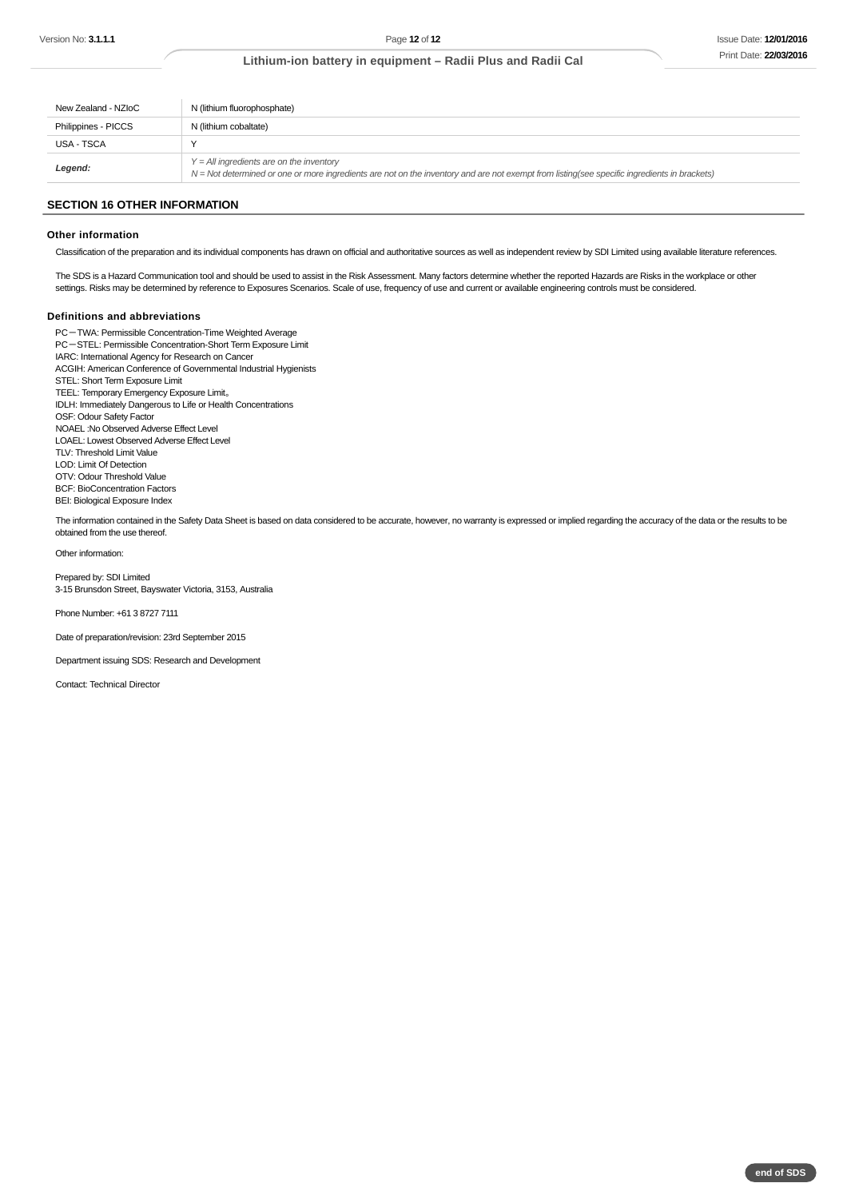| | |
|---|---|
| New Zealand - NZIoC | N (lithium fluorophosphate) |
| Philippines - PICCS | N (lithium cobaltate) |
| USA - TSCA | Y |
| **Legend:** | *Y = All ingredients are on the inventory*<br>*N = Not determined or one or more ingredients are not on the inventory and are not exempt from listing(see specific ingredients in brackets)* |

## SECTION 16 OTHER INFORMATION

### Other information

Classification of the preparation and its individual components has drawn on official and authoritative sources as well as independent review by SDI Limited using available literature references.

The SDS is a Hazard Communication tool and should be used to assist in the Risk Assessment. Many factors determine whether the reported Hazards are Risks in the workplace or other settings. Risks may be determined by reference to Exposures Scenarios. Scale of use, frequency of use and current or available engineering controls must be considered.

### Definitions and abbreviations

PC－TWA: Permissible Concentration-Time Weighted Average
PC－STEL: Permissible Concentration-Short Term Exposure Limit
IARC: International Agency for Research on Cancer
ACGIH: American Conference of Governmental Industrial Hygienists
STEL: Short Term Exposure Limit
TEEL: Temporary Emergency Exposure Limit。
IDLH: Immediately Dangerous to Life or Health Concentrations
OSF: Odour Safety Factor
NOAEL :No Observed Adverse Effect Level
LOAEL: Lowest Observed Adverse Effect Level
TLV: Threshold Limit Value
LOD: Limit Of Detection
OTV: Odour Threshold Value
BCF: BioConcentration Factors
BEI: Biological Exposure Index

The information contained in the Safety Data Sheet is based on data considered to be accurate, however, no warranty is expressed or implied regarding the accuracy of the data or the results to be obtained from the use thereof.

Other information:

Prepared by: SDI Limited
3-15 Brunsdon Street, Bayswater Victoria, 3153, Australia

Phone Number: +61 3 8727 7111

Date of preparation/revision: 23rd September 2015

Department issuing SDS: Research and Development

Contact: Technical Director

**end of SDS**